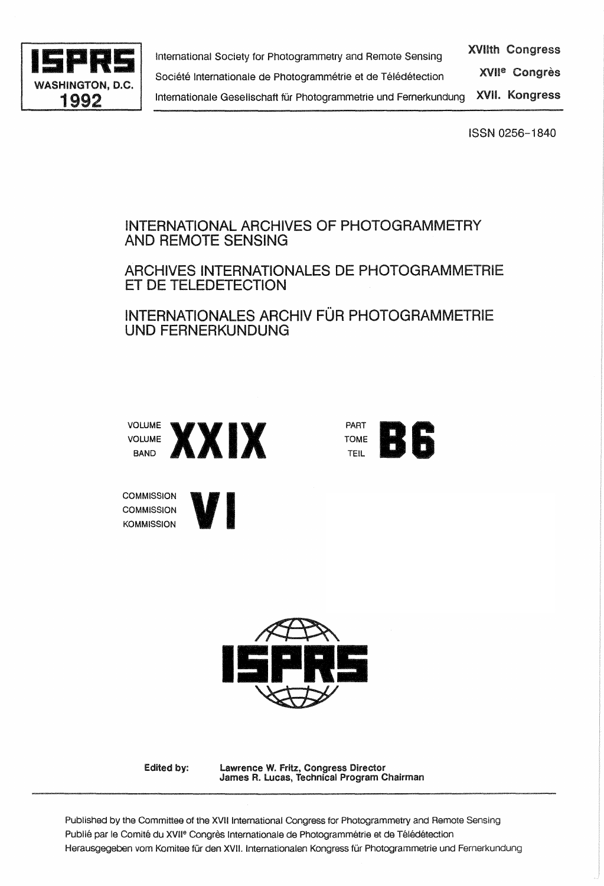**ISPRS**
**WASHINGTON, D.C.**
**1992**

International Society for Photogrammetry and Remote Sensing — **XVIIth Congress**
Société Internationale de Photogrammétrie et de Télédétection — **XVII[e] Congrès**
Internationale Gesellschaft für Photogrammetrie und Fernerkundung — **XVII. Kongress**

ISSN 0256-1840

# INTERNATIONAL ARCHIVES OF PHOTOGRAMMETRY AND REMOTE SENSING

# ARCHIVES INTERNATIONALES DE PHOTOGRAMMETRIE ET DE TELEDETECTION

# INTERNATIONALES ARCHIV FÜR PHOTOGRAMMETRIE UND FERNERKUNDUNG

VOLUME / VOLUME / BAND **XXIX**

PART / TOME / TEIL **B6**

COMMISSION / COMMISSION / KOMMISSION **VI**

**ISPRS**

**Edited by:** **Lawrence W. Fritz, Congress Director**
**James R. Lucas, Technical Program Chairman**

---

Published by the Committee of the XVII International Congress for Photogrammetry and Remote Sensing
Publié par le Comité du XVII[e] Congrès Internationale de Photogrammétrie et de Télédétection
Herausgegeben vom Komitee für den XVII. Internationalen Kongress für Photogrammetrie und Fernerkundung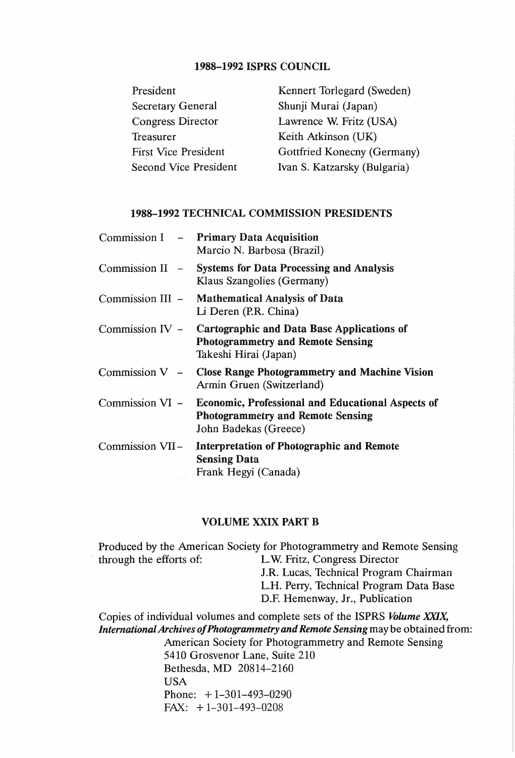## 1988–1992 ISPRS COUNCIL

| | |
|---|---|
| President | Kennert Torlegard (Sweden) |
| Secretary General | Shunji Murai (Japan) |
| Congress Director | Lawrence W. Fritz (USA) |
| Treasurer | Keith Atkinson (UK) |
| First Vice President | Gottfried Konecny (Germany) |
| Second Vice President | Ivan S. Katzarsky (Bulgaria) |

## 1988–1992 TECHNICAL COMMISSION PRESIDENTS

| | |
|---|---|
| Commission I – | **Primary Data Acquisition**<br>Marcio N. Barbosa (Brazil) |
| Commission II – | **Systems for Data Processing and Analysis**<br>Klaus Szangolies (Germany) |
| Commission III – | **Mathematical Analysis of Data**<br>Li Deren (P.R. China) |
| Commission IV – | **Cartographic and Data Base Applications of Photogrammetry and Remote Sensing**<br>Takeshi Hirai (Japan) |
| Commission V – | **Close Range Photogrammetry and Machine Vision**<br>Armin Gruen (Switzerland) |
| Commission VI – | **Economic, Professional and Educational Aspects of Photogrammetry and Remote Sensing**<br>John Badekas (Greece) |
| Commission VII – | **Interpretation of Photographic and Remote Sensing Data**<br>Frank Hegyi (Canada) |

## VOLUME XXIX PART B

Produced by the American Society for Photogrammetry and Remote Sensing through the efforts of:

L.W. Fritz, Congress Director
J.R. Lucas, Technical Program Chairman
L.H. Perry, Technical Program Data Base
D.F. Hemenway, Jr., Publication

Copies of individual volumes and complete sets of the ISPRS ***Volume XXIX, International Archives of Photogrammetry and Remote Sensing*** may be obtained from:

American Society for Photogrammetry and Remote Sensing
5410 Grosvenor Lane, Suite 210
Bethesda, MD 20814–2160
USA
Phone: +1-301-493-0290
FAX: +1-301-493-0208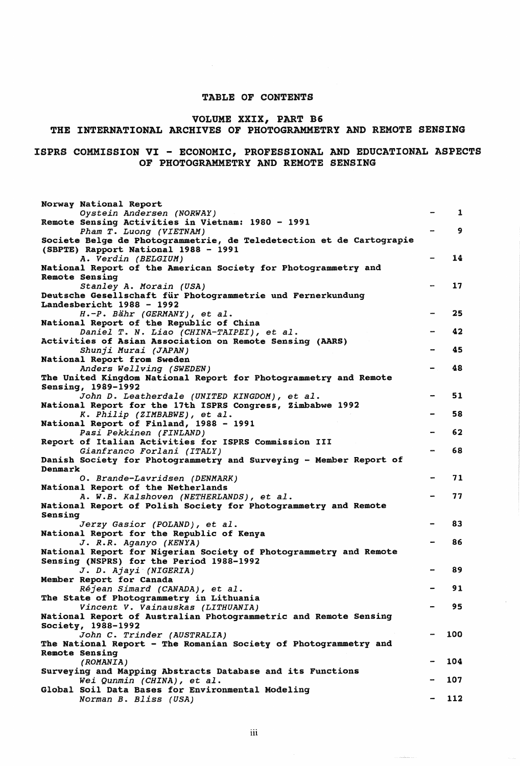# TABLE OF CONTENTS

## VOLUME XXIX, PART B6
## THE INTERNATIONAL ARCHIVES OF PHOTOGRAMMETRY AND REMOTE SENSING

## ISPRS COMMISSION VI - ECONOMIC, PROFESSIONAL AND EDUCATIONAL ASPECTS OF PHOTOGRAMMETRY AND REMOTE SENSING

**Norway National Report**
*Oystein Andersen (NORWAY)* - 1

**Remote Sensing Activities in Vietnam: 1980 - 1991**
*Pham T. Luong (VIETNAM)* - 9

**Societe Belge de Photogrammetrie, de Teledetection et de Cartograpie (SBPTE) Rapport National 1988 - 1991**
*A. Verdin (BELGIUM)* - 14

**National Report of the American Society for Photogrammetry and Remote Sensing**
*Stanley A. Morain (USA)* - 17

**Deutsche Gesellschaft für Photogrammetrie und Fernerkundung Landesbericht 1988 - 1992**
*H.-P. Bähr (GERMANY), et al.* - 25

**National Report of the Republic of China**
*Daniel T. N. Liao (CHINA-TAIPEI), et al.* - 42

**Activities of Asian Association on Remote Sensing (AARS)**
*Shunji Murai (JAPAN)* - 45

**National Report from Sweden**
*Anders Wellving (SWEDEN)* - 48

**The United Kingdom National Report for Photogrammetry and Remote Sensing, 1989-1992**
*John D. Leatherdale (UNITED KINGDOM), et al.* - 51

**National Report for the 17th ISPRS Congress, Zimbabwe 1992**
*K. Philip (ZIMBABWE), et al.* - 58

**National Report of Finland, 1988 - 1991**
*Pasi Pekkinen (FINLAND)* - 62

**Report of Italian Activities for ISPRS Commission III**
*Gianfranco Forlani (ITALY)* - 68

**Danish Society for Photogrammetry and Surveying - Member Report of Denmark**
*O. Brande-Lavridsen (DENMARK)* - 71

**National Report of the Netherlands**
*A. W.B. Kalshoven (NETHERLANDS), et al.* - 77

**National Report of Polish Society for Photogrammetry and Remote Sensing**
*Jerzy Gasior (POLAND), et al.* - 83

**National Report for the Republic of Kenya**
*J. R.R. Aganyo (KENYA)* - 86

**National Report for Nigerian Society of Photogrammetry and Remote Sensing (NSPRS) for the Period 1988-1992**
*J. D. Ajayi (NIGERIA)* - 89

**Member Report for Canada**
*Réjean Simard (CANADA), et al.* - 91

**The State of Photogrammetry in Lithuania**
*Vincent V. Vainauskas (LITHUANIA)* - 95

**National Report of Australian Photogrammetric and Remote Sensing Society, 1988-1992**
*John C. Trinder (AUSTRALIA)* - 100

**The National Report - The Romanian Society of Photogrammetry and Remote Sensing**
*(ROMANIA)* - 104

**Surveying and Mapping Abstracts Database and its Functions**
*Wei Qunmin (CHINA), et al.* - 107

**Global Soil Data Bases for Environmental Modeling**
*Norman B. Bliss (USA)* - 112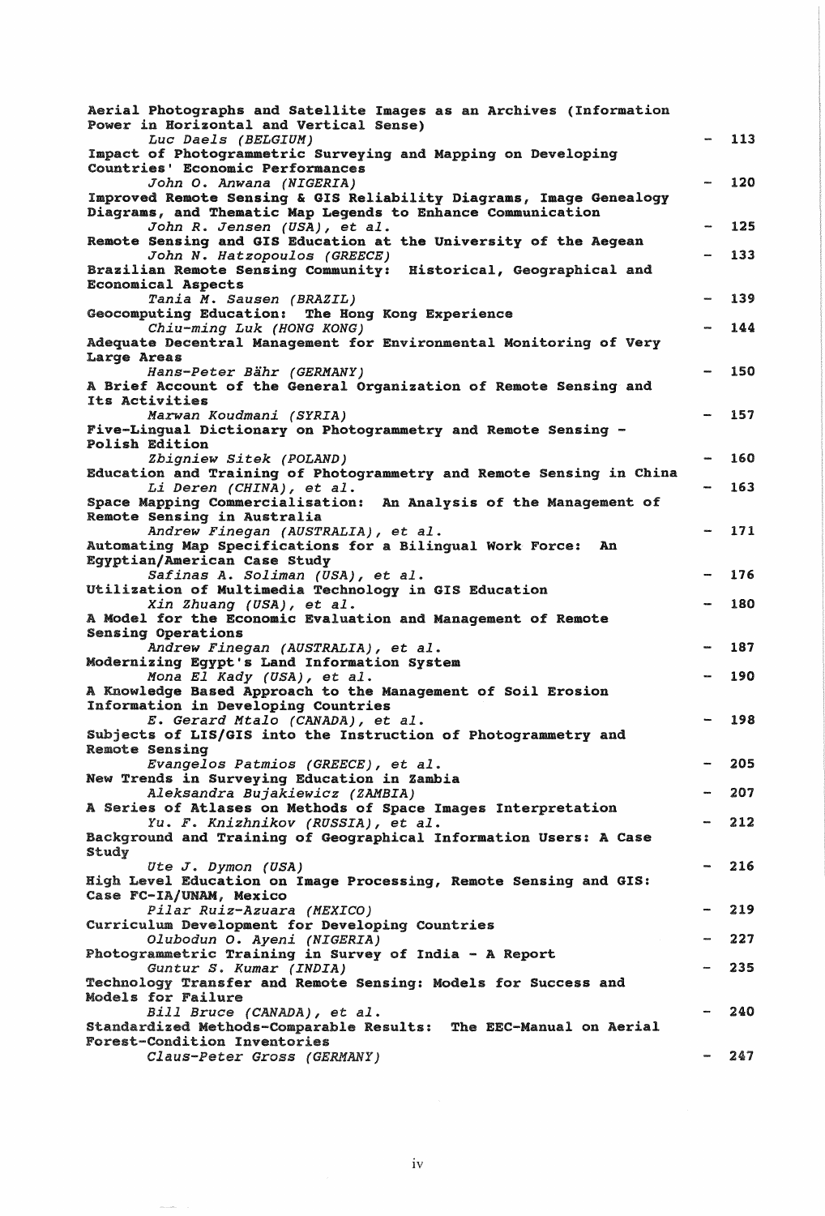**Aerial Photographs and Satellite Images as an Archives (Information Power in Horizontal and Vertical Sense)**
*Luc Daels (BELGIUM)* - 113

**Impact of Photogrammetric Surveying and Mapping on Developing Countries' Economic Performances**
*John O. Anwana (NIGERIA)* - 120

**Improved Remote Sensing & GIS Reliability Diagrams, Image Genealogy Diagrams, and Thematic Map Legends to Enhance Communication**
*John R. Jensen (USA), et al.* - 125

**Remote Sensing and GIS Education at the University of the Aegean**
*John N. Hatzopoulos (GREECE)* - 133

**Brazilian Remote Sensing Community: Historical, Geographical and Economical Aspects**
*Tania M. Sausen (BRAZIL)* - 139

**Geocomputing Education: The Hong Kong Experience**
*Chiu-ming Luk (HONG KONG)* - 144

**Adequate Decentral Management for Environmental Monitoring of Very Large Areas**
*Hans-Peter Bähr (GERMANY)* - 150

**A Brief Account of the General Organization of Remote Sensing and Its Activities**
*Marwan Koudmani (SYRIA)* - 157

**Five-Lingual Dictionary on Photogrammetry and Remote Sensing - Polish Edition**
*Zbigniew Sitek (POLAND)* - 160

**Education and Training of Photogrammetry and Remote Sensing in China**
*Li Deren (CHINA), et al.* - 163

**Space Mapping Commercialisation: An Analysis of the Management of Remote Sensing in Australia**
*Andrew Finegan (AUSTRALIA), et al.* - 171

**Automating Map Specifications for a Bilingual Work Force: An Egyptian/American Case Study**
*Safinas A. Soliman (USA), et al.* - 176

**Utilization of Multimedia Technology in GIS Education**
*Xin Zhuang (USA), et al.* - 180

**A Model for the Economic Evaluation and Management of Remote Sensing Operations**
*Andrew Finegan (AUSTRALIA), et al.* - 187

**Modernizing Egypt's Land Information System**
*Mona El Kady (USA), et al.* - 190

**A Knowledge Based Approach to the Management of Soil Erosion Information in Developing Countries**
*E. Gerard Mtalo (CANADA), et al.* - 198

**Subjects of LIS/GIS into the Instruction of Photogrammetry and Remote Sensing**
*Evangelos Patmios (GREECE), et al.* - 205

**New Trends in Surveying Education in Zambia**
*Aleksandra Bujakiewicz (ZAMBIA)* - 207

**A Series of Atlases on Methods of Space Images Interpretation**
*Yu. F. Knizhnikov (RUSSIA), et al.* - 212

**Background and Training of Geographical Information Users: A Case Study**
*Ute J. Dymon (USA)* - 216

**High Level Education on Image Processing, Remote Sensing and GIS: Case FC-IA/UNAM, Mexico**
*Pilar Ruiz-Azuara (MEXICO)* - 219

**Curriculum Development for Developing Countries**
*Olubodun O. Ayeni (NIGERIA)* - 227

**Photogrammetric Training in Survey of India - A Report**
*Guntur S. Kumar (INDIA)* - 235

**Technology Transfer and Remote Sensing: Models for Success and Models for Failure**
*Bill Bruce (CANADA), et al.* - 240

**Standardized Methods-Comparable Results: The EEC-Manual on Aerial Forest-Condition Inventories**
*Claus-Peter Gross (GERMANY)* - 247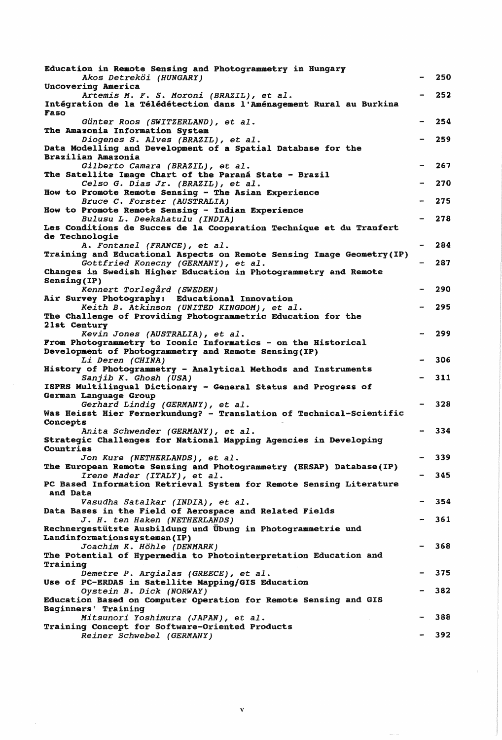**Education in Remote Sensing and Photogrammetry in Hungary**
*Akos Detreköi (HUNGARY)* - 250

**Uncovering America**
*Artemis M. F. S. Moroni (BRAZIL), et al.* - 252

**Intégration de la Télédétection dans l'Aménagement Rural au Burkina Faso**
*Günter Roos (SWITZERLAND), et al.* - 254

**The Amazonia Information System**
*Diogenes S. Alves (BRAZIL), et al.* - 259

**Data Modelling and Development of a Spatial Database for the Brazilian Amazonia**
*Gilberto Camara (BRAZIL), et al.* - 267

**The Satellite Image Chart of the Paraná State - Brazil**
*Celso G. Dias Jr. (BRAZIL), et al.* - 270

**How to Promote Remote Sensing - The Asian Experience**
*Bruce C. Forster (AUSTRALIA)* - 275

**How to Promote Remote Sensing - Indian Experience**
*Bulusu L. Deekshatulu (INDIA)* - 278

**Les Conditions de Succes de la Cooperation Technique et du Tranfert de Technologie**
*A. Fontanel (FRANCE), et al.* - 284

**Training and Educational Aspects on Remote Sensing Image Geometry(IP)**
*Gottfried Konecny (GERMANY), et al.* - 287

**Changes in Swedish Higher Education in Photogrammetry and Remote Sensing(IP)**
*Kennert Torlegård (SWEDEN)* - 290

**Air Survey Photography: Educational Innovation**
*Keith B. Atkinson (UNITED KINGDOM), et al.* - 295

**The Challenge of Providing Photogrammetric Education for the 21st Century**
*Kevin Jones (AUSTRALIA), et al.* - 299

**From Photogrammetry to Iconic Informatics - on the Historical Development of Photogrammetry and Remote Sensing(IP)**
*Li Deren (CHINA)* - 306

**History of Photogrammetry - Analytical Methods and Instruments**
*Sanjib K. Ghosh (USA)* - 311

**ISPRS Multilingual Dictionary - General Status and Progress of German Language Group**
*Gerhard Lindig (GERMANY), et al.* - 328

**Was Heisst Hier Fernerkundung? - Translation of Technical-Scientific Concepts**
*Anita Schwender (GERMANY), et al.* - 334

**Strategic Challenges for National Mapping Agencies in Developing Countries**
*Jon Kure (NETHERLANDS), et al.* - 339

**The European Remote Sensing and Photogrammetry (ERSAP) Database(IP)**
*Irene Mader (ITALY), et al.* - 345

**PC Based Information Retrieval System for Remote Sensing Literature and Data**
*Vasudha Satalkar (INDIA), et al.* - 354

**Data Bases in the Field of Aerospace and Related Fields**
*J. H. ten Haken (NETHERLANDS)* - 361

**Rechnergestützte Ausbildung und Übung in Photogrammetrie und Landinformationssystemen(IP)**
*Joachim K. Höhle (DENMARK)* - 368

**The Potential of Hypermedia to Photointerpretation Education and Training**
*Demetre P. Argialas (GREECE), et al.* - 375

**Use of PC-ERDAS in Satellite Mapping/GIS Education**
*Oystein B. Dick (NORWAY)* - 382

**Education Based on Computer Operation for Remote Sensing and GIS Beginners' Training**
*Mitsunori Yoshimura (JAPAN), et al.* - 388

**Training Concept for Software-Oriented Products**
*Reiner Schwebel (GERMANY)* - 392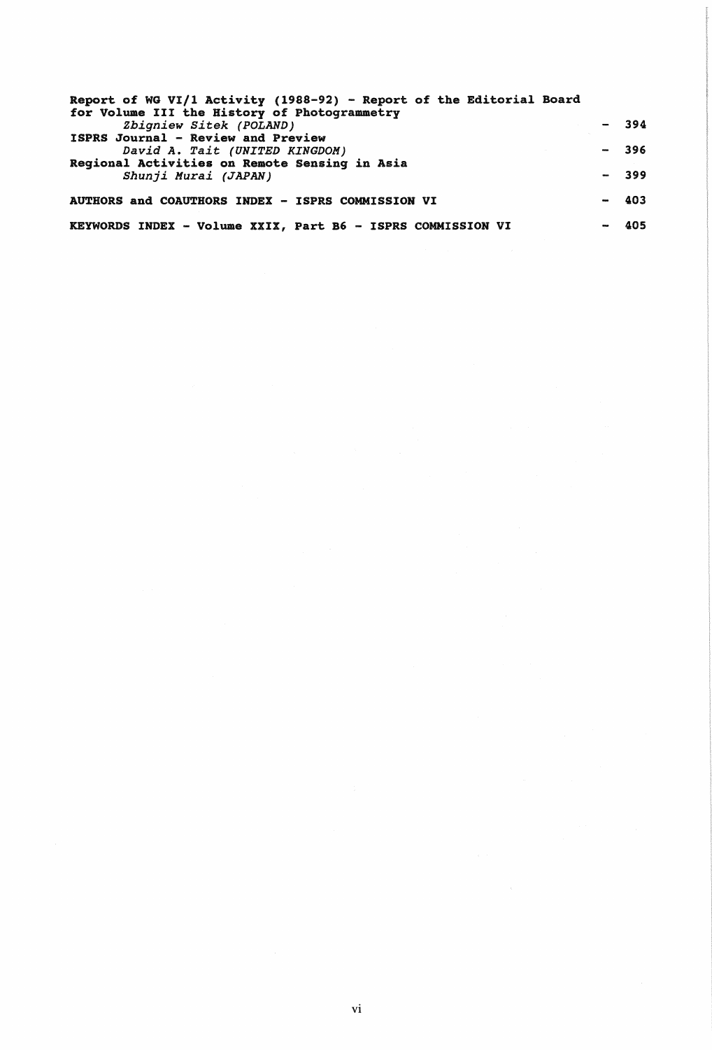**Report of WG VI/1 Activity (1988-92) - Report of the Editorial Board for Volume III the History of Photogrammetry**
*Zbigniew Sitek (POLAND)* - 394

**ISPRS Journal - Review and Preview**
*David A. Tait (UNITED KINGDOM)* - 396

**Regional Activities on Remote Sensing in Asia**
*Shunji Murai (JAPAN)* - 399

**AUTHORS and COAUTHORS INDEX - ISPRS COMMISSION VI** - 403

**KEYWORDS INDEX - Volume XXIX, Part B6 - ISPRS COMMISSION VI** - 405